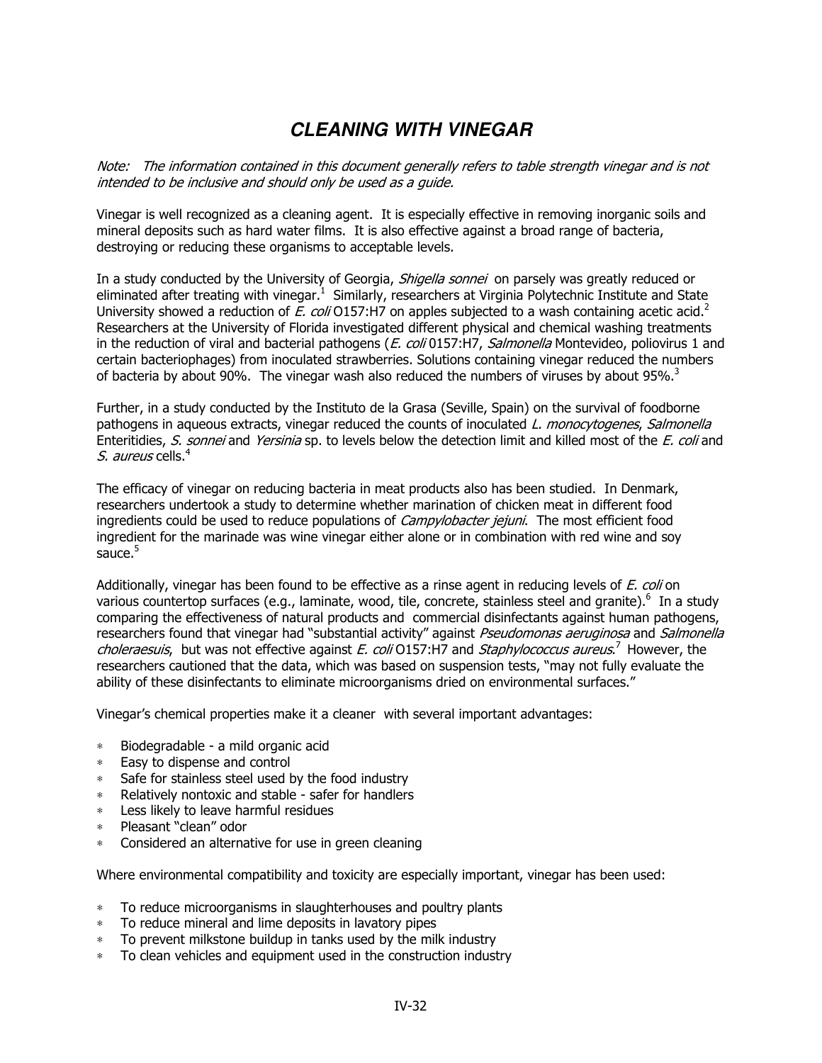# *CLEANING WITH VINEGAR*

*Note: The information contained in this document generally refers to table strength vinegar and is not intended to be inclusive and should only be used as a guide.*

Vinegar is well recognized as a cleaning agent. It is especially effective in removing inorganic soils and mineral deposits such as hard water films. It is also effective against a broad range of bacteria, destroying or reducing these organisms to acceptable levels.

In a study conducted by the University of Georgia, *Shigella sonnei* on parsely was greatly reduced or eliminated after treating with vinegar.[1] Similarly, researchers at Virginia Polytechnic Institute and State University showed a reduction of *E. coli* O157:H7 on apples subjected to a wash containing acetic acid.[2] Researchers at the University of Florida investigated different physical and chemical washing treatments in the reduction of viral and bacterial pathogens (*E. coli* 0157:H7, *Salmonella* Montevideo, poliovirus 1 and certain bacteriophages) from inoculated strawberries. Solutions containing vinegar reduced the numbers of bacteria by about 90%. The vinegar wash also reduced the numbers of viruses by about 95%.[3]

Further, in a study conducted by the Instituto de la Grasa (Seville, Spain) on the survival of foodborne pathogens in aqueous extracts, vinegar reduced the counts of inoculated *L. monocytogenes*, *Salmonella* Enteritidies, *S. sonnei* and *Yersinia* sp. to levels below the detection limit and killed most of the *E. coli* and *S. aureus* cells.[4]

The efficacy of vinegar on reducing bacteria in meat products also has been studied. In Denmark, researchers undertook a study to determine whether marination of chicken meat in different food ingredients could be used to reduce populations of *Campylobacter jejuni*. The most efficient food ingredient for the marinade was wine vinegar either alone or in combination with red wine and soy sauce.[5]

Additionally, vinegar has been found to be effective as a rinse agent in reducing levels of *E. coli* on various countertop surfaces (e.g., laminate, wood, tile, concrete, stainless steel and granite).[6] In a study comparing the effectiveness of natural products and commercial disinfectants against human pathogens, researchers found that vinegar had "substantial activity" against *Pseudomonas aeruginosa* and *Salmonella choleraesuis*, but was not effective against *E. coli* O157:H7 and *Staphylococcus aureus*.[7] However, the researchers cautioned that the data, which was based on suspension tests, "may not fully evaluate the ability of these disinfectants to eliminate microorganisms dried on environmental surfaces."

Vinegar's chemical properties make it a cleaner with several important advantages:

- Biodegradable - a mild organic acid
- Easy to dispense and control
- Safe for stainless steel used by the food industry
- Relatively nontoxic and stable - safer for handlers
- Less likely to leave harmful residues
- Pleasant "clean" odor
- Considered an alternative for use in green cleaning

Where environmental compatibility and toxicity are especially important, vinegar has been used:

- To reduce microorganisms in slaughterhouses and poultry plants
- To reduce mineral and lime deposits in lavatory pipes
- To prevent milkstone buildup in tanks used by the milk industry
- To clean vehicles and equipment used in the construction industry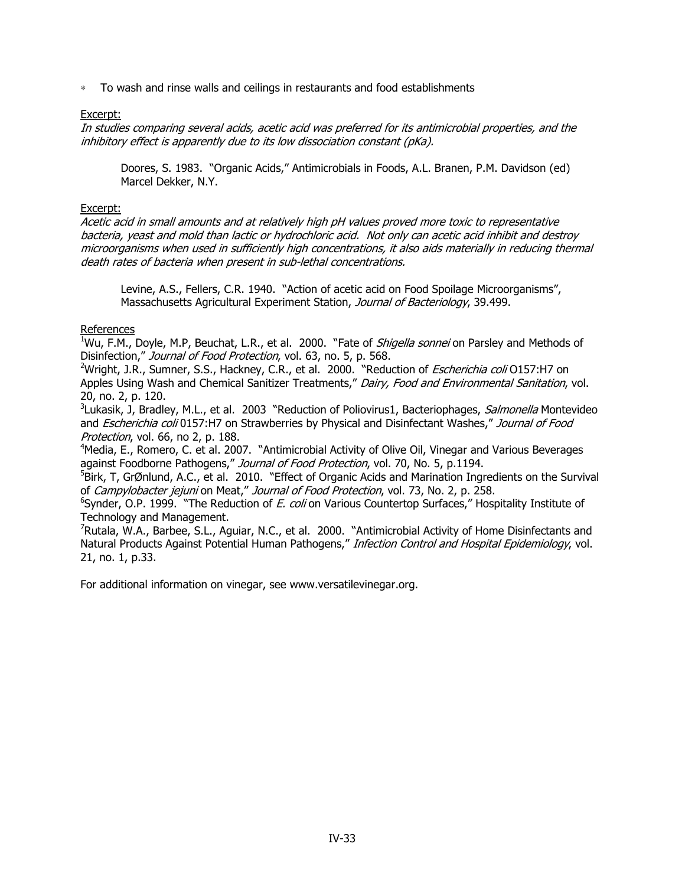* To wash and rinse walls and ceilings in restaurants and food establishments

Excerpt:

*In studies comparing several acids, acetic acid was preferred for its antimicrobial properties, and the inhibitory effect is apparently due to its low dissociation constant (pKa).*

> Doores, S. 1983. "Organic Acids," Antimicrobials in Foods, A.L. Branen, P.M. Davidson (ed) Marcel Dekker, N.Y.

Excerpt:

*Acetic acid in small amounts and at relatively high pH values proved more toxic to representative bacteria, yeast and mold than lactic or hydrochloric acid. Not only can acetic acid inhibit and destroy microorganisms when used in sufficiently high concentrations, it also aids materially in reducing thermal death rates of bacteria when present in sub-lethal concentrations.*

> Levine, A.S., Fellers, C.R. 1940. "Action of acetic acid on Food Spoilage Microorganisms", Massachusetts Agricultural Experiment Station, *Journal of Bacteriology*, 39.499.

References

[1]Wu, F.M., Doyle, M.P, Beuchat, L.R., et al. 2000. "Fate of *Shigella sonnei* on Parsley and Methods of Disinfection," *Journal of Food Protection*, vol. 63, no. 5, p. 568.

[2]Wright, J.R., Sumner, S.S., Hackney, C.R., et al. 2000. "Reduction of *Escherichia coli* O157:H7 on Apples Using Wash and Chemical Sanitizer Treatments," *Dairy, Food and Environmental Sanitation*, vol. 20, no. 2, p. 120.

[3]Lukasik, J, Bradley, M.L., et al. 2003 "Reduction of Poliovirus1, Bacteriophages, *Salmonella* Montevideo and *Escherichia coli* 0157:H7 on Strawberries by Physical and Disinfectant Washes," *Journal of Food Protection*, vol. 66, no 2, p. 188.

[4]Media, E., Romero, C. et al. 2007. "Antimicrobial Activity of Olive Oil, Vinegar and Various Beverages against Foodborne Pathogens," *Journal of Food Protection*, vol. 70, No. 5, p.1194.

[5]Birk, T, GrØnlund, A.C., et al. 2010. "Effect of Organic Acids and Marination Ingredients on the Survival of *Campylobacter jejuni* on Meat," *Journal of Food Protection*, vol. 73, No. 2, p. 258.

[6]Synder, O.P. 1999. "The Reduction of *E. coli* on Various Countertop Surfaces," Hospitality Institute of Technology and Management.

[7]Rutala, W.A., Barbee, S.L., Aguiar, N.C., et al. 2000. "Antimicrobial Activity of Home Disinfectants and Natural Products Against Potential Human Pathogens," *Infection Control and Hospital Epidemiology*, vol. 21, no. 1, p.33.

For additional information on vinegar, see www.versatilevinegar.org.